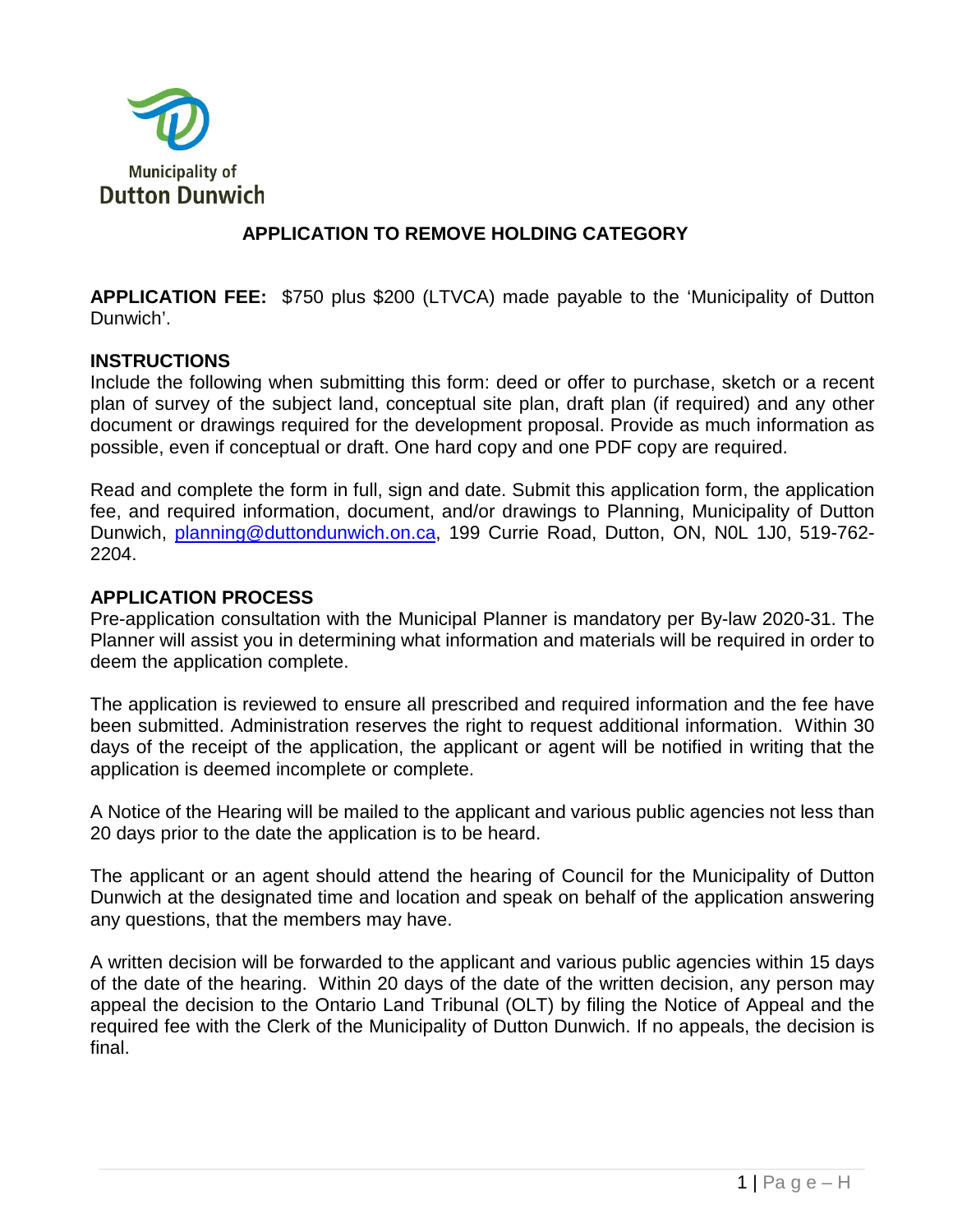Municipality of
Dutton Dunwich

# APPLICATION TO REMOVE HOLDING CATEGORY

**APPLICATION FEE:** $750 plus $200 (LTVCA) made payable to the 'Municipality of Dutton Dunwich'.

## INSTRUCTIONS

Include the following when submitting this form: deed or offer to purchase, sketch or a recent plan of survey of the subject land, conceptual site plan, draft plan (if required) and any other document or drawings required for the development proposal. Provide as much information as possible, even if conceptual or draft. One hard copy and one PDF copy are required.

Read and complete the form in full, sign and date. Submit this application form, the application fee, and required information, document, and/or drawings to Planning, Municipality of Dutton Dunwich, planning@duttondunwich.on.ca, 199 Currie Road, Dutton, ON, N0L 1J0, 519-762-2204.

## APPLICATION PROCESS

Pre-application consultation with the Municipal Planner is mandatory per By-law 2020-31. The Planner will assist you in determining what information and materials will be required in order to deem the application complete.

The application is reviewed to ensure all prescribed and required information and the fee have been submitted. Administration reserves the right to request additional information. Within 30 days of the receipt of the application, the applicant or agent will be notified in writing that the application is deemed incomplete or complete.

A Notice of the Hearing will be mailed to the applicant and various public agencies not less than 20 days prior to the date the application is to be heard.

The applicant or an agent should attend the hearing of Council for the Municipality of Dutton Dunwich at the designated time and location and speak on behalf of the application answering any questions, that the members may have.

A written decision will be forwarded to the applicant and various public agencies within 15 days of the date of the hearing. Within 20 days of the date of the written decision, any person may appeal the decision to the Ontario Land Tribunal (OLT) by filing the Notice of Appeal and the required fee with the Clerk of the Municipality of Dutton Dunwich. If no appeals, the decision is final.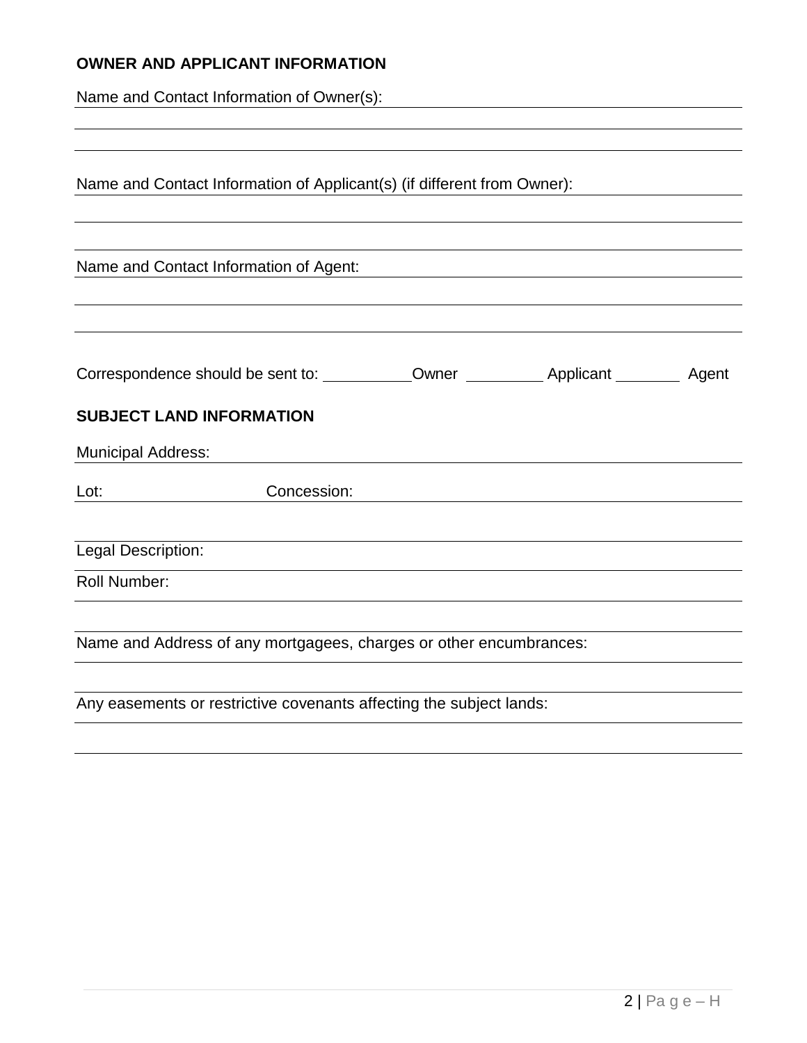## OWNER AND APPLICANT INFORMATION

Name and Contact Information of Owner(s): ______________________________

______________________________

______________________________

Name and Contact Information of Applicant(s) (if different from Owner): ______________________________

______________________________

______________________________

Name and Contact Information of Agent: ______________________________

______________________________

______________________________

Correspondence should be sent to: __________ Owner __________ Applicant __________ Agent

## SUBJECT LAND INFORMATION

Municipal Address: ______________________________

Lot: ______________ Concession: ______________________________

______________________________

Legal Description: ______________________________

Roll Number: ______________________________

______________________________

Name and Address of any mortgagees, charges or other encumbrances:

______________________________

Any easements or restrictive covenants affecting the subject lands:

______________________________

______________________________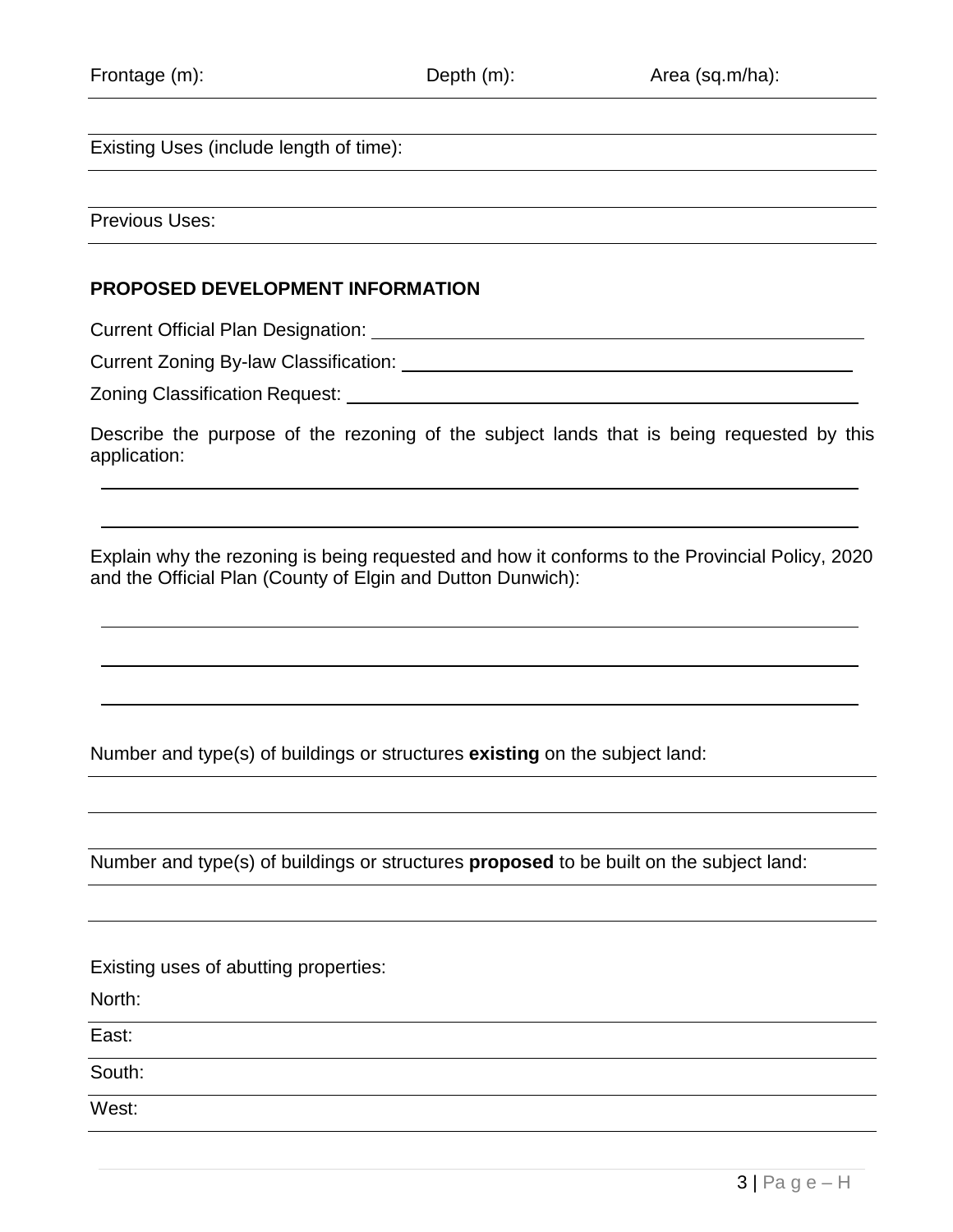Frontage (m): Depth (m): Area (sq.m/ha):

Existing Uses (include length of time):

Previous Uses:

**PROPOSED DEVELOPMENT INFORMATION**

Current Official Plan Designation: ______________________________

Current Zoning By-law Classification: ______________________________

Zoning Classification Request: ______________________________

Describe the purpose of the rezoning of the subject lands that is being requested by this application:

______________________________

______________________________

Explain why the rezoning is being requested and how it conforms to the Provincial Policy, 2020 and the Official Plan (County of Elgin and Dutton Dunwich):

______________________________

______________________________

______________________________

Number and type(s) of buildings or structures **existing** on the subject land:

Number and type(s) of buildings or structures **proposed** to be built on the subject land:

Existing uses of abutting properties:

North:

East:

South:

West: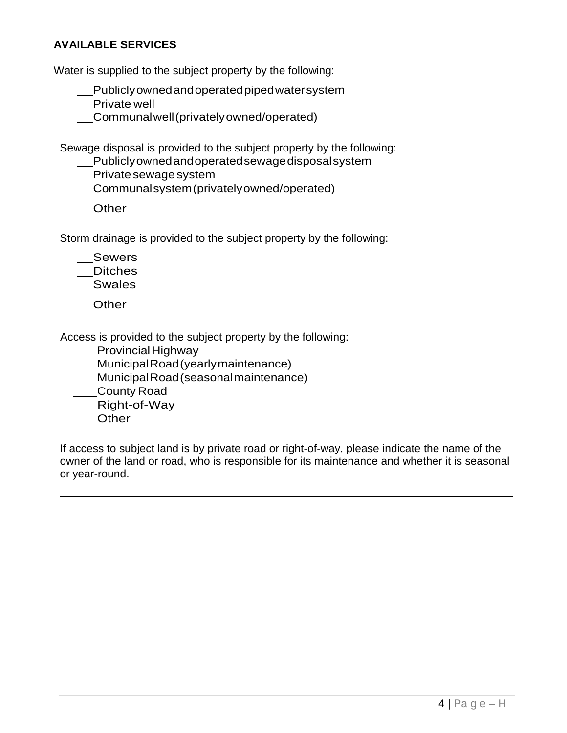**AVAILABLE SERVICES**

Water is supplied to the subject property by the following:

\_\_ Publicly owned and operated piped water system
\_\_ Private well
\_\_ Communal well (privately owned/operated)

Sewage disposal is provided to the subject property by the following:

\_\_ Publicly owned and operated sewage disposal system
\_\_ Private sewage system
\_\_ Communal system (privately owned/operated)
\_\_ Other \_\_\_\_\_\_\_\_\_\_\_\_\_\_\_\_\_\_\_\_\_\_\_\_

Storm drainage is provided to the subject property by the following:

\_\_ Sewers
\_\_ Ditches
\_\_ Swales
\_\_ Other \_\_\_\_\_\_\_\_\_\_\_\_\_\_\_\_\_\_\_\_\_\_\_\_

Access is provided to the subject property by the following:

\_\_\_ Provincial Highway
\_\_\_ Municipal Road (yearly maintenance)
\_\_\_ Municipal Road (seasonal maintenance)
\_\_\_ County Road
\_\_\_ Right-of-Way
\_\_\_ Other \_\_\_\_\_\_\_\_

If access to subject land is by private road or right-of-way, please indicate the name of the owner of the land or road, who is responsible for its maintenance and whether it is seasonal or year-round.

\_\_\_\_\_\_\_\_\_\_\_\_\_\_\_\_\_\_\_\_\_\_\_\_\_\_\_\_\_\_\_\_\_\_\_\_\_\_\_\_\_\_\_\_\_\_\_\_\_\_\_\_\_\_\_\_\_\_\_\_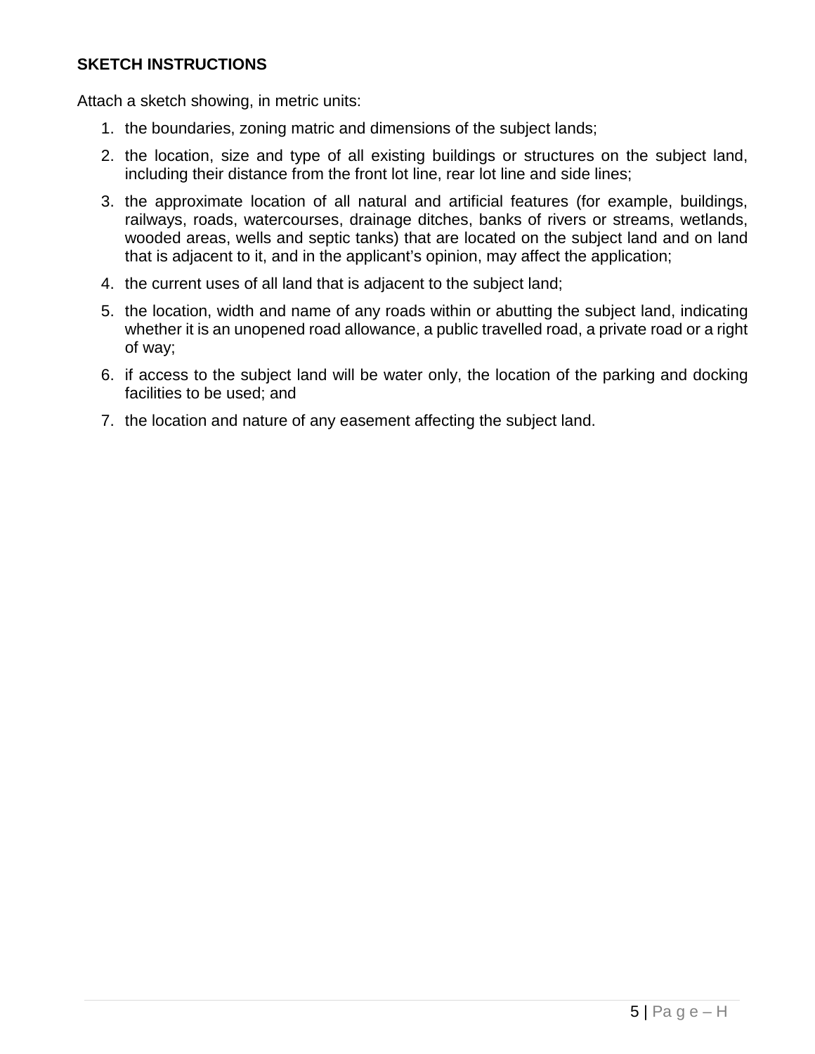**SKETCH INSTRUCTIONS**

Attach a sketch showing, in metric units:

1. the boundaries, zoning matric and dimensions of the subject lands;
2. the location, size and type of all existing buildings or structures on the subject land, including their distance from the front lot line, rear lot line and side lines;
3. the approximate location of all natural and artificial features (for example, buildings, railways, roads, watercourses, drainage ditches, banks of rivers or streams, wetlands, wooded areas, wells and septic tanks) that are located on the subject land and on land that is adjacent to it, and in the applicant's opinion, may affect the application;
4. the current uses of all land that is adjacent to the subject land;
5. the location, width and name of any roads within or abutting the subject land, indicating whether it is an unopened road allowance, a public travelled road, a private road or a right of way;
6. if access to the subject land will be water only, the location of the parking and docking facilities to be used; and
7. the location and nature of any easement affecting the subject land.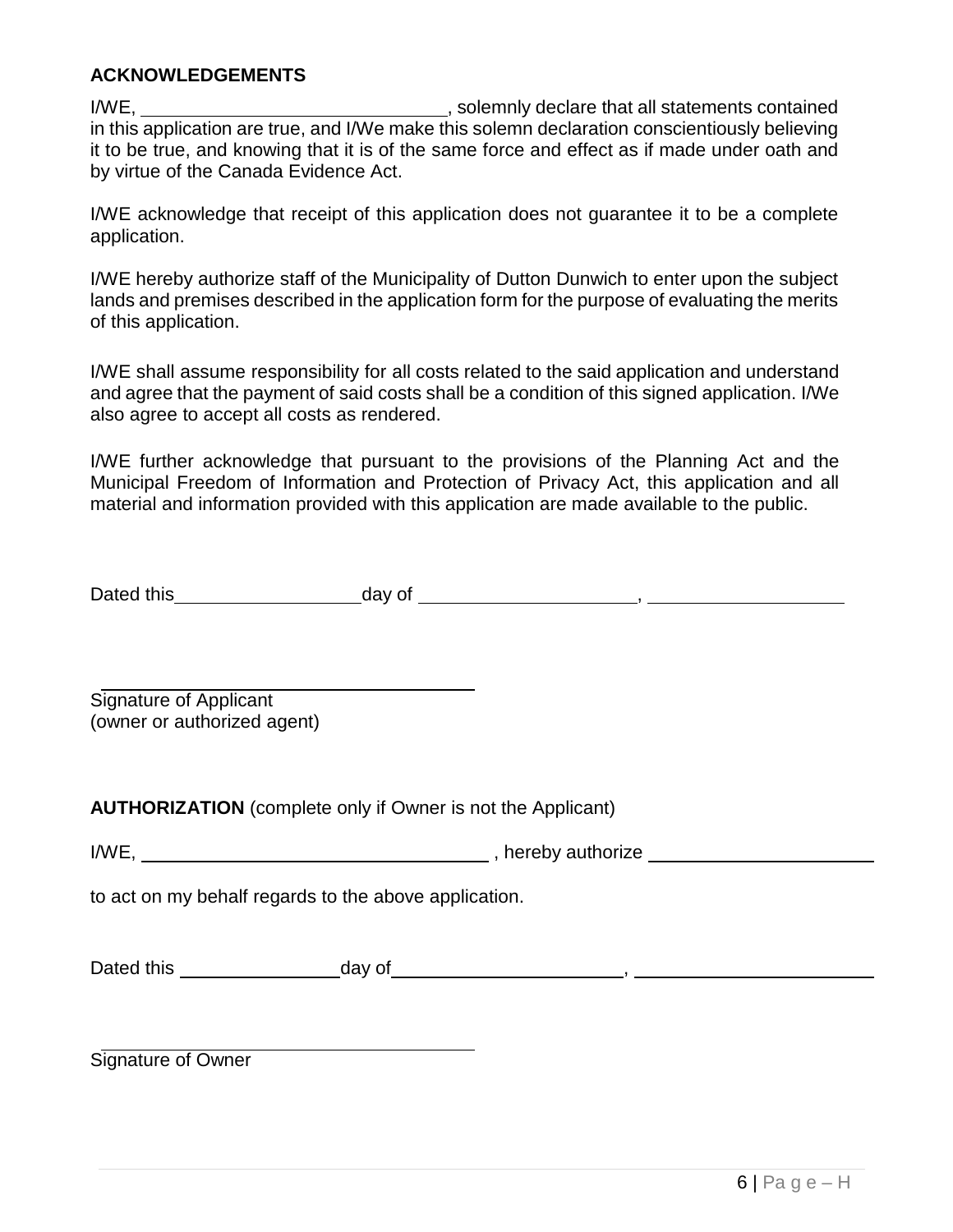**ACKNOWLEDGEMENTS**

I/WE, ______________________________, solemnly declare that all statements contained in this application are true, and I/We make this solemn declaration conscientiously believing it to be true, and knowing that it is of the same force and effect as if made under oath and by virtue of the Canada Evidence Act.

I/WE acknowledge that receipt of this application does not guarantee it to be a complete application.

I/WE hereby authorize staff of the Municipality of Dutton Dunwich to enter upon the subject lands and premises described in the application form for the purpose of evaluating the merits of this application.

I/WE shall assume responsibility for all costs related to the said application and understand and agree that the payment of said costs shall be a condition of this signed application. I/We also agree to accept all costs as rendered.

I/WE further acknowledge that pursuant to the provisions of the Planning Act and the Municipal Freedom of Information and Protection of Privacy Act, this application and all material and information provided with this application are made available to the public.

Dated this __________________ day of _____________________, ____________________

_____________________________________
Signature of Applicant
(owner or authorized agent)

**AUTHORIZATION** (complete only if Owner is not the Applicant)

I/WE, ___________________________________ , hereby authorize ______________________

to act on my behalf regards to the above application.

Dated this ________________ day of ______________________, ________________________

_____________________________________
Signature of Owner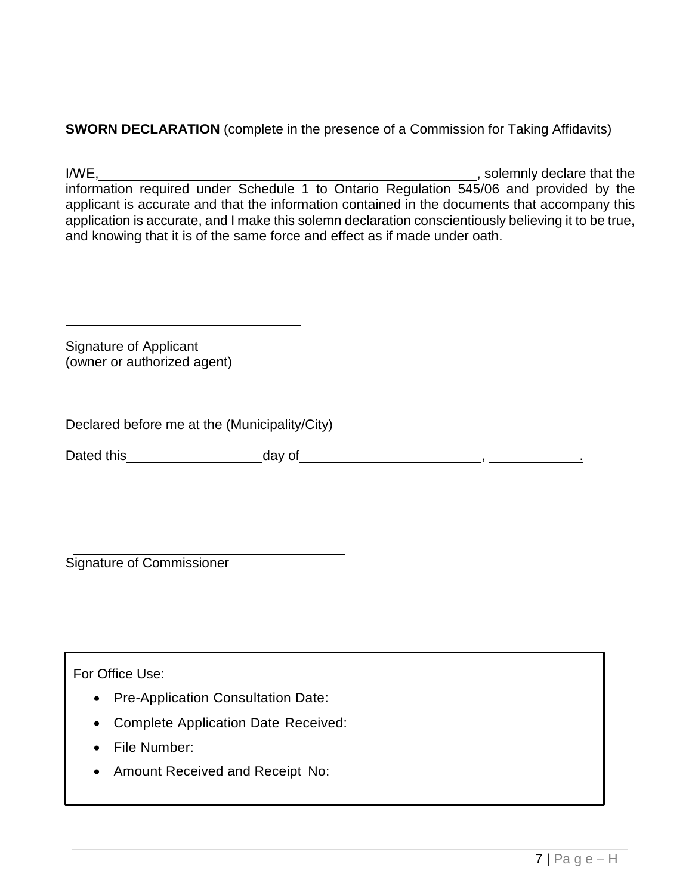**SWORN DECLARATION** (complete in the presence of a Commission for Taking Affidavits)

I/WE, ______________________________________________, solemnly declare that the information required under Schedule 1 to Ontario Regulation 545/06 and provided by the applicant is accurate and that the information contained in the documents that accompany this application is accurate, and I make this solemn declaration conscientiously believing it to be true, and knowing that it is of the same force and effect as if made under oath.

______________________________

Signature of Applicant
(owner or authorized agent)

Declared before me at the (Municipality/City) ________________________________

Dated this ________________ day of ______________________, ___________.

______________________________

Signature of Commissioner

For Office Use:

- Pre-Application Consultation Date:
- Complete Application Date Received:
- File Number:
- Amount Received and Receipt No: